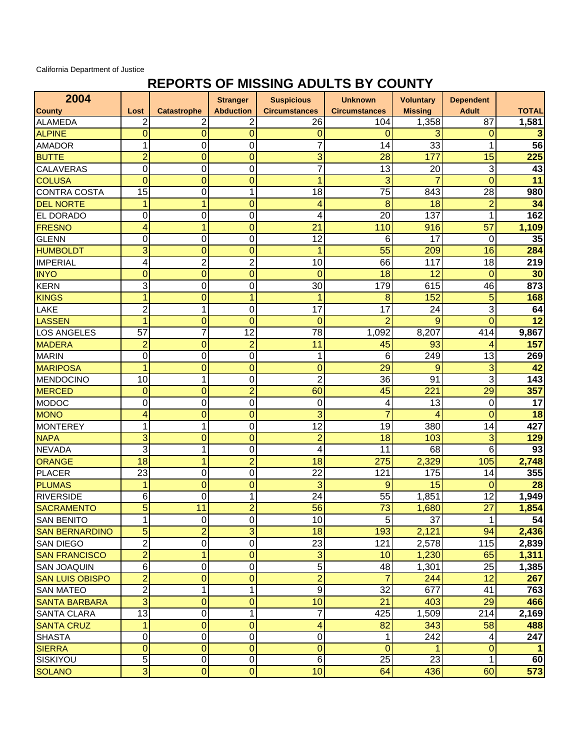California Department of Justice

# REPORTS OF MISSING ADULTS BY COUNTY

| 2004<br>County | Lost | Catastrophe | Stranger Abduction | Suspicious Circumstances | Unknown Circumstances | Voluntary Missing | Dependent Adult | TOTAL |
|---|---|---|---|---|---|---|---|---|
| ALAMEDA | 2 | 2 | 2 | 26 | 104 | 1,358 | 87 | **1,581** |
| ALPINE | 0 | 0 | 0 | 0 | 0 | 3 | 0 | **3** |
| AMADOR | 1 | 0 | 0 | 7 | 14 | 33 | 1 | **56** |
| BUTTE | 2 | 0 | 0 | 3 | 28 | 177 | 15 | **225** |
| CALAVERAS | 0 | 0 | 0 | 7 | 13 | 20 | 3 | **43** |
| COLUSA | 0 | 0 | 0 | 1 | 3 | 7 | 0 | **11** |
| CONTRA COSTA | 15 | 0 | 1 | 18 | 75 | 843 | 28 | **980** |
| DEL NORTE | 1 | 1 | 0 | 4 | 8 | 18 | 2 | **34** |
| EL DORADO | 0 | 0 | 0 | 4 | 20 | 137 | 1 | **162** |
| FRESNO | 4 | 1 | 0 | 21 | 110 | 916 | 57 | **1,109** |
| GLENN | 0 | 0 | 0 | 12 | 6 | 17 | 0 | **35** |
| HUMBOLDT | 3 | 0 | 0 | 1 | 55 | 209 | 16 | **284** |
| IMPERIAL | 4 | 2 | 2 | 10 | 66 | 117 | 18 | **219** |
| INYO | 0 | 0 | 0 | 0 | 18 | 12 | 0 | **30** |
| KERN | 3 | 0 | 0 | 30 | 179 | 615 | 46 | **873** |
| KINGS | 1 | 0 | 1 | 1 | 8 | 152 | 5 | **168** |
| LAKE | 2 | 1 | 0 | 17 | 17 | 24 | 3 | **64** |
| LASSEN | 1 | 0 | 0 | 0 | 2 | 9 | 0 | **12** |
| LOS ANGELES | 57 | 7 | 12 | 78 | 1,092 | 8,207 | 414 | **9,867** |
| MADERA | 2 | 0 | 2 | 11 | 45 | 93 | 4 | **157** |
| MARIN | 0 | 0 | 0 | 1 | 6 | 249 | 13 | **269** |
| MARIPOSA | 1 | 0 | 0 | 0 | 29 | 9 | 3 | **42** |
| MENDOCINO | 10 | 1 | 0 | 2 | 36 | 91 | 3 | **143** |
| MERCED | 0 | 0 | 2 | 60 | 45 | 221 | 29 | **357** |
| MODOC | 0 | 0 | 0 | 0 | 4 | 13 | 0 | **17** |
| MONO | 4 | 0 | 0 | 3 | 7 | 4 | 0 | **18** |
| MONTEREY | 1 | 1 | 0 | 12 | 19 | 380 | 14 | **427** |
| NAPA | 3 | 0 | 0 | 2 | 18 | 103 | 3 | **129** |
| NEVADA | 3 | 1 | 0 | 4 | 11 | 68 | 6 | **93** |
| ORANGE | 18 | 1 | 2 | 18 | 275 | 2,329 | 105 | **2,748** |
| PLACER | 23 | 0 | 0 | 22 | 121 | 175 | 14 | **355** |
| PLUMAS | 1 | 0 | 0 | 3 | 9 | 15 | 0 | **28** |
| RIVERSIDE | 6 | 0 | 1 | 24 | 55 | 1,851 | 12 | **1,949** |
| SACRAMENTO | 5 | 11 | 2 | 56 | 73 | 1,680 | 27 | **1,854** |
| SAN BENITO | 1 | 0 | 0 | 10 | 5 | 37 | 1 | **54** |
| SAN BERNARDINO | 5 | 2 | 3 | 18 | 193 | 2,121 | 94 | **2,436** |
| SAN DIEGO | 2 | 0 | 0 | 23 | 121 | 2,578 | 115 | **2,839** |
| SAN FRANCISCO | 2 | 1 | 0 | 3 | 10 | 1,230 | 65 | **1,311** |
| SAN JOAQUIN | 6 | 0 | 0 | 5 | 48 | 1,301 | 25 | **1,385** |
| SAN LUIS OBISPO | 2 | 0 | 0 | 2 | 7 | 244 | 12 | **267** |
| SAN MATEO | 2 | 1 | 1 | 9 | 32 | 677 | 41 | **763** |
| SANTA BARBARA | 3 | 0 | 0 | 10 | 21 | 403 | 29 | **466** |
| SANTA CLARA | 13 | 0 | 1 | 7 | 425 | 1,509 | 214 | **2,169** |
| SANTA CRUZ | 1 | 0 | 0 | 4 | 82 | 343 | 58 | **488** |
| SHASTA | 0 | 0 | 0 | 0 | 1 | 242 | 4 | **247** |
| SIERRA | 0 | 0 | 0 | 0 | 0 | 1 | 0 | **1** |
| SISKIYOU | 5 | 0 | 0 | 6 | 25 | 23 | 1 | **60** |
| SOLANO | 3 | 0 | 0 | 10 | 64 | 436 | 60 | **573** |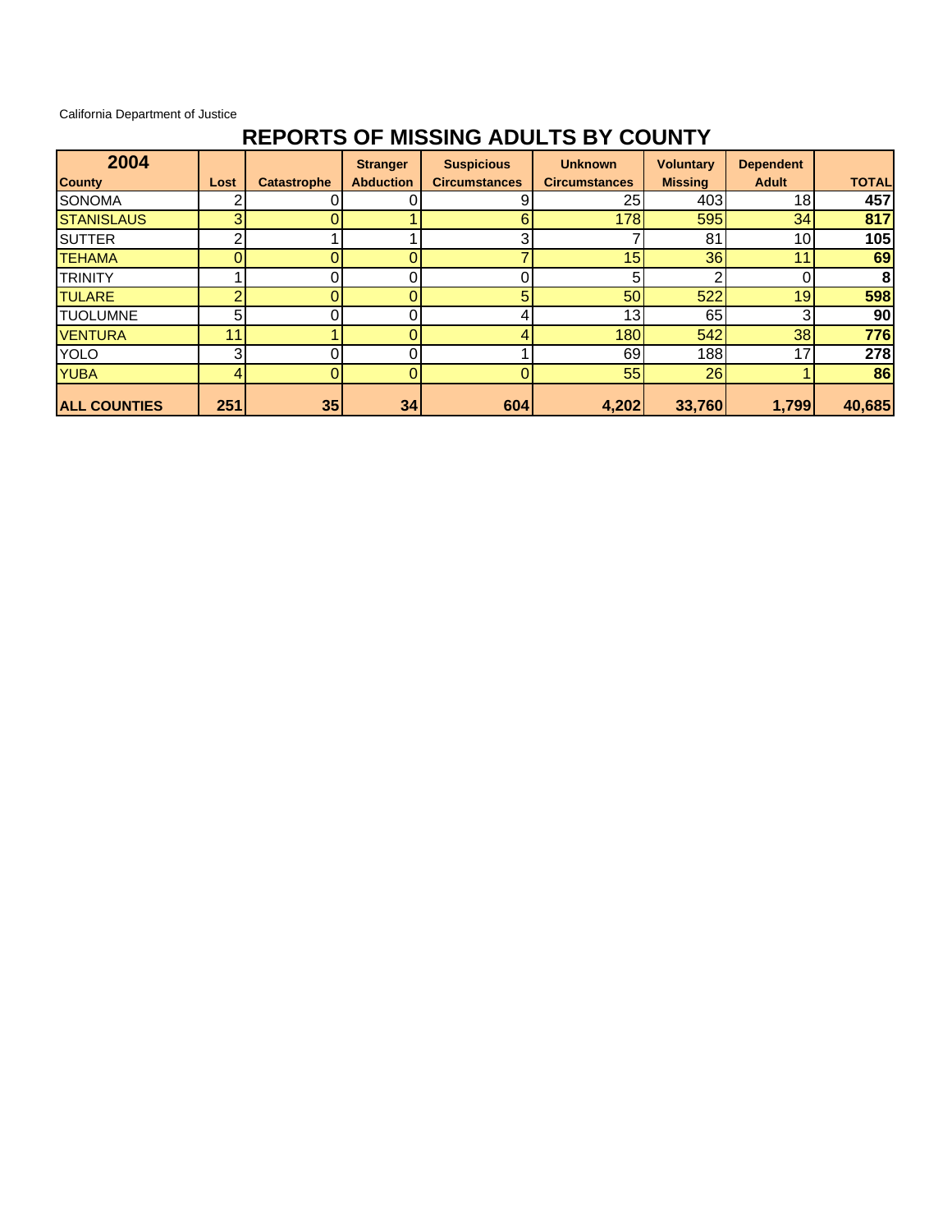California Department of Justice

# REPORTS OF MISSING ADULTS BY COUNTY

| 2004 County | Lost | Catastrophe | Stranger Abduction | Suspicious Circumstances | Unknown Circumstances | Voluntary Missing | Dependent Adult | TOTAL |
|---|---|---|---|---|---|---|---|---|
| SONOMA | 2 | 0 | 0 | 9 | 25 | 403 | 18 | **457** |
| STANISLAUS | 3 | 0 | 1 | 6 | 178 | 595 | 34 | **817** |
| SUTTER | 2 | 1 | 1 | 3 | 7 | 81 | 10 | **105** |
| TEHAMA | 0 | 0 | 0 | 7 | 15 | 36 | 11 | **69** |
| TRINITY | 1 | 0 | 0 | 0 | 5 | 2 | 0 | **8** |
| TULARE | 2 | 0 | 0 | 5 | 50 | 522 | 19 | **598** |
| TUOLUMNE | 5 | 0 | 0 | 4 | 13 | 65 | 3 | **90** |
| VENTURA | 11 | 1 | 0 | 4 | 180 | 542 | 38 | **776** |
| YOLO | 3 | 0 | 0 | 1 | 69 | 188 | 17 | **278** |
| YUBA | 4 | 0 | 0 | 0 | 55 | 26 | 1 | **86** |
| **ALL COUNTIES** | **251** | **35** | **34** | **604** | **4,202** | **33,760** | **1,799** | **40,685** |